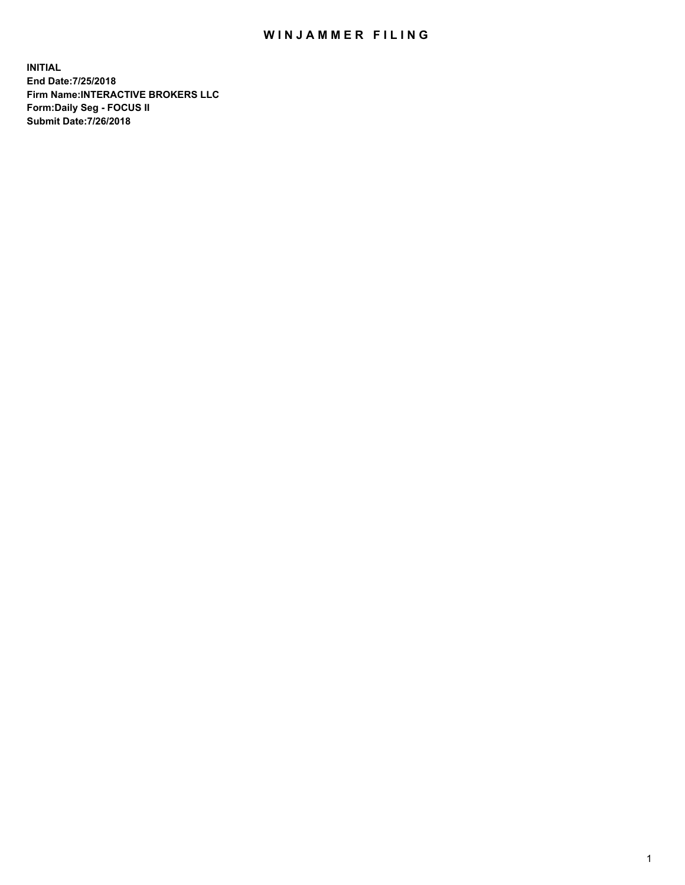# WINJAMMER FILING

**INITIAL**
**End Date:7/25/2018**
**Firm Name:INTERACTIVE BROKERS LLC**
**Form:Daily Seg - FOCUS II**
**Submit Date:7/26/2018**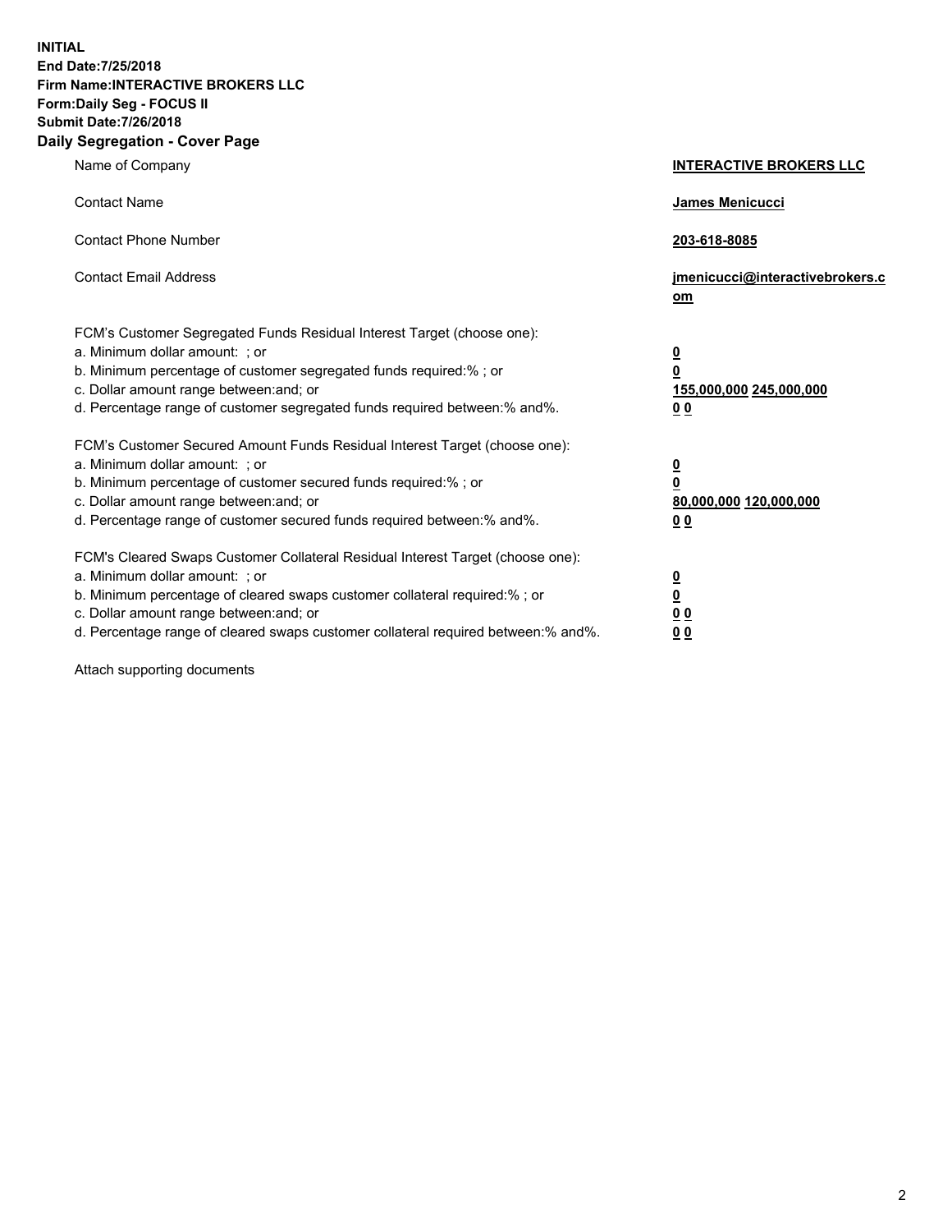**INITIAL**
**End Date:7/25/2018**
**Firm Name:INTERACTIVE BROKERS LLC**
**Form:Daily Seg - FOCUS II**
**Submit Date:7/26/2018**

## Daily Segregation - Cover Page

| | |
|---|---|
| Name of Company | **INTERACTIVE BROKERS LLC** |
| Contact Name | **James Menicucci** |
| Contact Phone Number | **203-618-8085** |
| Contact Email Address | **jmenicucci@interactivebrokers.com** |

FCM's Customer Segregated Funds Residual Interest Target (choose one):

| | |
|---|---|
| a. Minimum dollar amount: ; or | **0** |
| b. Minimum percentage of customer segregated funds required:% ; or | **0** |
| c. Dollar amount range between:and; or | **155,000,000 245,000,000** |
| d. Percentage range of customer segregated funds required between:% and%. | **0 0** |

FCM's Customer Secured Amount Funds Residual Interest Target (choose one):

| | |
|---|---|
| a. Minimum dollar amount: ; or | **0** |
| b. Minimum percentage of customer secured funds required:% ; or | **0** |
| c. Dollar amount range between:and; or | **80,000,000 120,000,000** |
| d. Percentage range of customer secured funds required between:% and%. | **0 0** |

FCM's Cleared Swaps Customer Collateral Residual Interest Target (choose one):

| | |
|---|---|
| a. Minimum dollar amount: ; or | **0** |
| b. Minimum percentage of cleared swaps customer collateral required:% ; or | **0** |
| c. Dollar amount range between:and; or | **0 0** |
| d. Percentage range of cleared swaps customer collateral required between:% and%. | **0 0** |

Attach supporting documents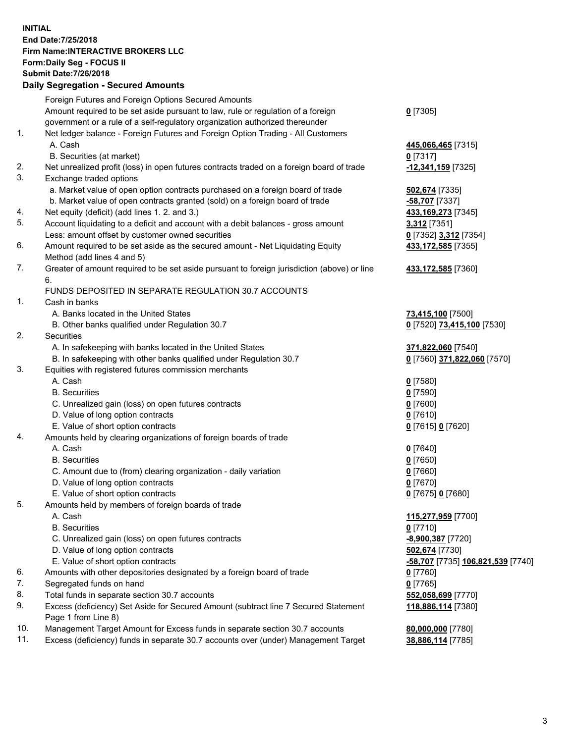**INITIAL**
**End Date:7/25/2018**
**Firm Name:INTERACTIVE BROKERS LLC**
**Form:Daily Seg - FOCUS II**
**Submit Date:7/26/2018**

## Daily Segregation - Secured Amounts

| | | |
|---|---|---|
| | Foreign Futures and Foreign Options Secured Amounts | |
| | Amount required to be set aside pursuant to law, rule or regulation of a foreign government or a rule of a self-regulatory organization authorized thereunder | **0** [7305] |
| 1. | Net ledger balance - Foreign Futures and Foreign Option Trading - All Customers | |
| | A. Cash | **445,066,465** [7315] |
| | B. Securities (at market) | **0** [7317] |
| 2. | Net unrealized profit (loss) in open futures contracts traded on a foreign board of trade | **-12,341,159** [7325] |
| 3. | Exchange traded options | |
| | a. Market value of open option contracts purchased on a foreign board of trade | **502,674** [7335] |
| | b. Market value of open contracts granted (sold) on a foreign board of trade | **-58,707** [7337] |
| 4. | Net equity (deficit) (add lines 1. 2. and 3.) | **433,169,273** [7345] |
| 5. | Account liquidating to a deficit and account with a debit balances - gross amount | **3,312** [7351] |
| | Less: amount offset by customer owned securities | **0** [7352] **3,312** [7354] |
| 6. | Amount required to be set aside as the secured amount - Net Liquidating Equity Method (add lines 4 and 5) | **433,172,585** [7355] |
| 7. | Greater of amount required to be set aside pursuant to foreign jurisdiction (above) or line 6. | **433,172,585** [7360] |
| | FUNDS DEPOSITED IN SEPARATE REGULATION 30.7 ACCOUNTS | |
| 1. | Cash in banks | |
| | A. Banks located in the United States | **73,415,100** [7500] |
| | B. Other banks qualified under Regulation 30.7 | **0** [7520] **73,415,100** [7530] |
| 2. | Securities | |
| | A. In safekeeping with banks located in the United States | **371,822,060** [7540] |
| | B. In safekeeping with other banks qualified under Regulation 30.7 | **0** [7560] **371,822,060** [7570] |
| 3. | Equities with registered futures commission merchants | |
| | A. Cash | **0** [7580] |
| | B. Securities | **0** [7590] |
| | C. Unrealized gain (loss) on open futures contracts | **0** [7600] |
| | D. Value of long option contracts | **0** [7610] |
| | E. Value of short option contracts | **0** [7615] **0** [7620] |
| 4. | Amounts held by clearing organizations of foreign boards of trade | |
| | A. Cash | **0** [7640] |
| | B. Securities | **0** [7650] |
| | C. Amount due to (from) clearing organization - daily variation | **0** [7660] |
| | D. Value of long option contracts | **0** [7670] |
| | E. Value of short option contracts | **0** [7675] **0** [7680] |
| 5. | Amounts held by members of foreign boards of trade | |
| | A. Cash | **115,277,959** [7700] |
| | B. Securities | **0** [7710] |
| | C. Unrealized gain (loss) on open futures contracts | **-8,900,387** [7720] |
| | D. Value of long option contracts | **502,674** [7730] |
| | E. Value of short option contracts | **-58,707** [7735] **106,821,539** [7740] |
| 6. | Amounts with other depositories designated by a foreign board of trade | **0** [7760] |
| 7. | Segregated funds on hand | **0** [7765] |
| 8. | Total funds in separate section 30.7 accounts | **552,058,699** [7770] |
| 9. | Excess (deficiency) Set Aside for Secured Amount (subtract line 7 Secured Statement Page 1 from Line 8) | **118,886,114** [7380] |
| 10. | Management Target Amount for Excess funds in separate section 30.7 accounts | **80,000,000** [7780] |
| 11. | Excess (deficiency) funds in separate 30.7 accounts over (under) Management Target | **38,886,114** [7785] |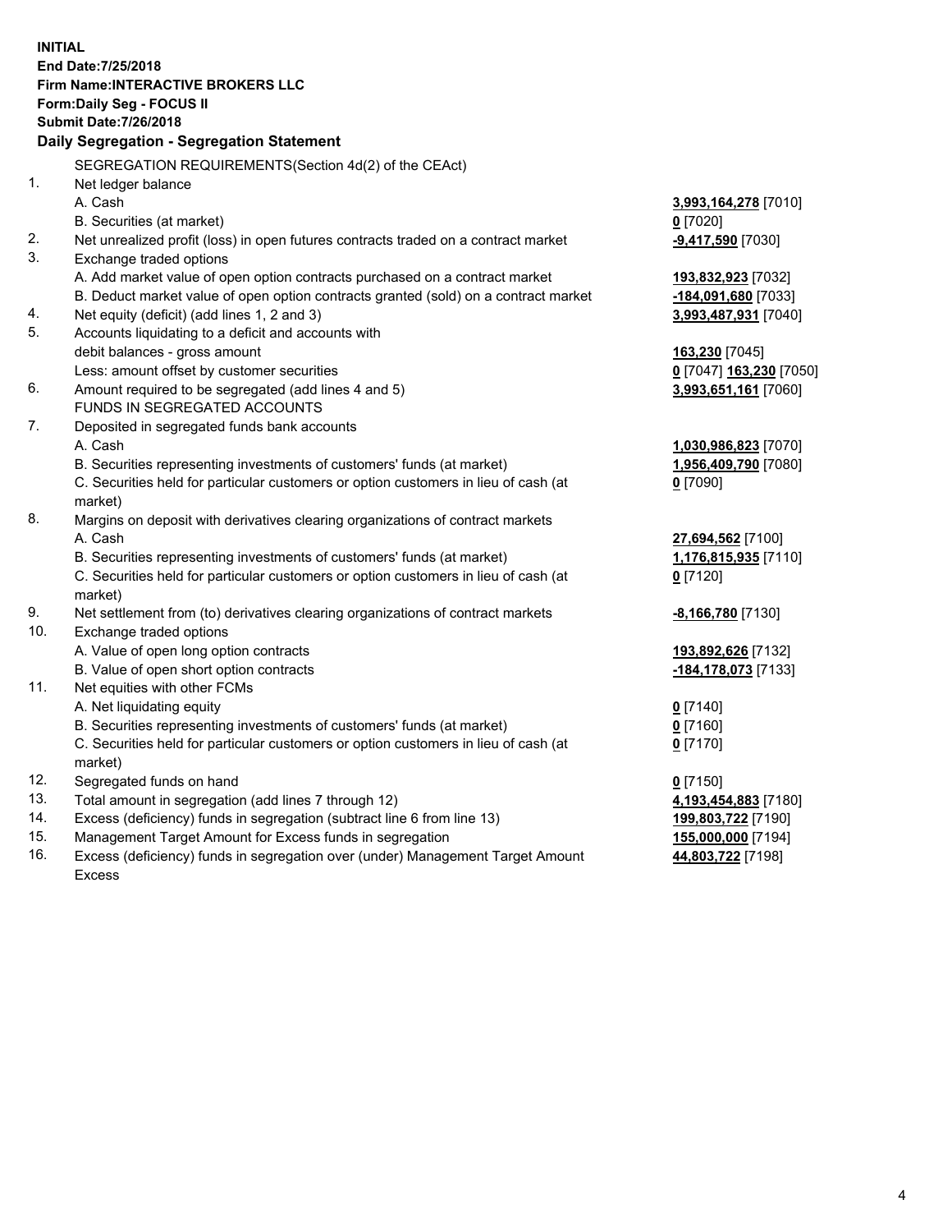**INITIAL**
**End Date:7/25/2018**
**Firm Name:INTERACTIVE BROKERS LLC**
**Form:Daily Seg - FOCUS II**
**Submit Date:7/26/2018**

**Daily Segregation - Segregation Statement**

| | | |
|---|---|---|
| | SEGREGATION REQUIREMENTS(Section 4d(2) of the CEAct) | |
| 1. | Net ledger balance | |
| | A. Cash | **3,993,164,278** [7010] |
| | B. Securities (at market) | **0** [7020] |
| 2. | Net unrealized profit (loss) in open futures contracts traded on a contract market | **-9,417,590** [7030] |
| 3. | Exchange traded options | |
| | A. Add market value of open option contracts purchased on a contract market | **193,832,923** [7032] |
| | B. Deduct market value of open option contracts granted (sold) on a contract market | **-184,091,680** [7033] |
| 4. | Net equity (deficit) (add lines 1, 2 and 3) | **3,993,487,931** [7040] |
| 5. | Accounts liquidating to a deficit and accounts with debit balances - gross amount | **163,230** [7045] |
| | Less: amount offset by customer securities | **0** [7047] **163,230** [7050] |
| 6. | Amount required to be segregated (add lines 4 and 5) | **3,993,651,161** [7060] |
| | FUNDS IN SEGREGATED ACCOUNTS | |
| 7. | Deposited in segregated funds bank accounts | |
| | A. Cash | **1,030,986,823** [7070] |
| | B. Securities representing investments of customers' funds (at market) | **1,956,409,790** [7080] |
| | C. Securities held for particular customers or option customers in lieu of cash (at market) | **0** [7090] |
| 8. | Margins on deposit with derivatives clearing organizations of contract markets | |
| | A. Cash | **27,694,562** [7100] |
| | B. Securities representing investments of customers' funds (at market) | **1,176,815,935** [7110] |
| | C. Securities held for particular customers or option customers in lieu of cash (at market) | **0** [7120] |
| 9. | Net settlement from (to) derivatives clearing organizations of contract markets | **-8,166,780** [7130] |
| 10. | Exchange traded options | |
| | A. Value of open long option contracts | **193,892,626** [7132] |
| | B. Value of open short option contracts | **-184,178,073** [7133] |
| 11. | Net equities with other FCMs | |
| | A. Net liquidating equity | **0** [7140] |
| | B. Securities representing investments of customers' funds (at market) | **0** [7160] |
| | C. Securities held for particular customers or option customers in lieu of cash (at market) | **0** [7170] |
| 12. | Segregated funds on hand | **0** [7150] |
| 13. | Total amount in segregation (add lines 7 through 12) | **4,193,454,883** [7180] |
| 14. | Excess (deficiency) funds in segregation (subtract line 6 from line 13) | **199,803,722** [7190] |
| 15. | Management Target Amount for Excess funds in segregation | **155,000,000** [7194] |
| 16. | Excess (deficiency) funds in segregation over (under) Management Target Amount Excess | **44,803,722** [7198] |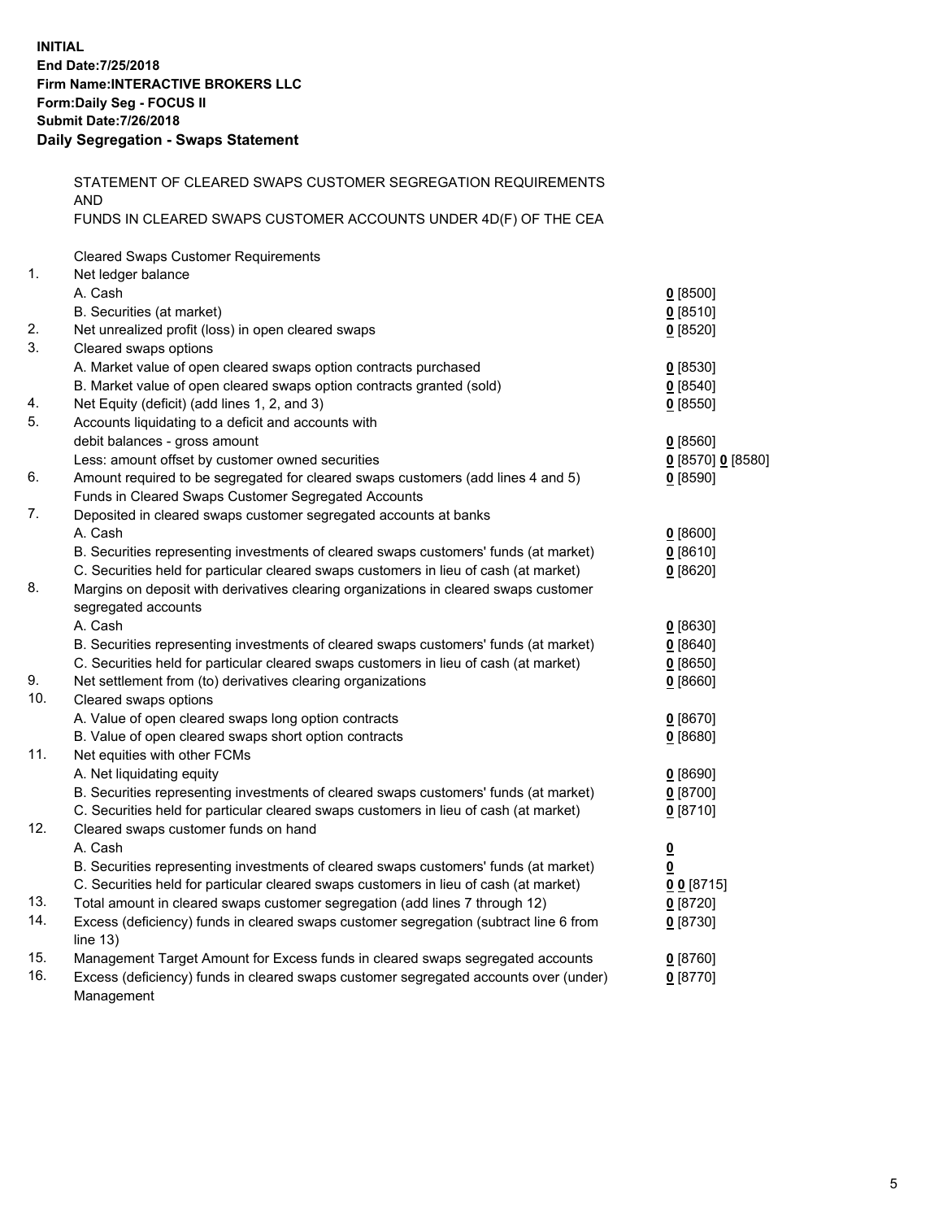**INITIAL**
**End Date:7/25/2018**
**Firm Name:INTERACTIVE BROKERS LLC**
**Form:Daily Seg - FOCUS II**
**Submit Date:7/26/2018**
**Daily Segregation - Swaps Statement**

STATEMENT OF CLEARED SWAPS CUSTOMER SEGREGATION REQUIREMENTS
AND
FUNDS IN CLEARED SWAPS CUSTOMER ACCOUNTS UNDER 4D(F) OF THE CEA

| | | |
|---|---|---|
| | Cleared Swaps Customer Requirements | |
| 1. | Net ledger balance | |
| | A. Cash | 0 [8500] |
| | B. Securities (at market) | 0 [8510] |
| 2. | Net unrealized profit (loss) in open cleared swaps | 0 [8520] |
| 3. | Cleared swaps options | |
| | A. Market value of open cleared swaps option contracts purchased | 0 [8530] |
| | B. Market value of open cleared swaps option contracts granted (sold) | 0 [8540] |
| 4. | Net Equity (deficit) (add lines 1, 2, and 3) | 0 [8550] |
| 5. | Accounts liquidating to a deficit and accounts with | |
| | debit balances - gross amount | 0 [8560] |
| | Less: amount offset by customer owned securities | 0 [8570] 0 [8580] |
| 6. | Amount required to be segregated for cleared swaps customers (add lines 4 and 5) | 0 [8590] |
| | Funds in Cleared Swaps Customer Segregated Accounts | |
| 7. | Deposited in cleared swaps customer segregated accounts at banks | |
| | A. Cash | 0 [8600] |
| | B. Securities representing investments of cleared swaps customers' funds (at market) | 0 [8610] |
| | C. Securities held for particular cleared swaps customers in lieu of cash (at market) | 0 [8620] |
| 8. | Margins on deposit with derivatives clearing organizations in cleared swaps customer segregated accounts | |
| | A. Cash | 0 [8630] |
| | B. Securities representing investments of cleared swaps customers' funds (at market) | 0 [8640] |
| | C. Securities held for particular cleared swaps customers in lieu of cash (at market) | 0 [8650] |
| 9. | Net settlement from (to) derivatives clearing organizations | 0 [8660] |
| 10. | Cleared swaps options | |
| | A. Value of open cleared swaps long option contracts | 0 [8670] |
| | B. Value of open cleared swaps short option contracts | 0 [8680] |
| 11. | Net equities with other FCMs | |
| | A. Net liquidating equity | 0 [8690] |
| | B. Securities representing investments of cleared swaps customers' funds (at market) | 0 [8700] |
| | C. Securities held for particular cleared swaps customers in lieu of cash (at market) | 0 [8710] |
| 12. | Cleared swaps customer funds on hand | |
| | A. Cash | 0 |
| | B. Securities representing investments of cleared swaps customers' funds (at market) | 0 |
| | C. Securities held for particular cleared swaps customers in lieu of cash (at market) | 0 0 [8715] |
| 13. | Total amount in cleared swaps customer segregation (add lines 7 through 12) | 0 [8720] |
| 14. | Excess (deficiency) funds in cleared swaps customer segregation (subtract line 6 from line 13) | 0 [8730] |
| 15. | Management Target Amount for Excess funds in cleared swaps segregated accounts | 0 [8760] |
| 16. | Excess (deficiency) funds in cleared swaps customer segregated accounts over (under) Management | 0 [8770] |